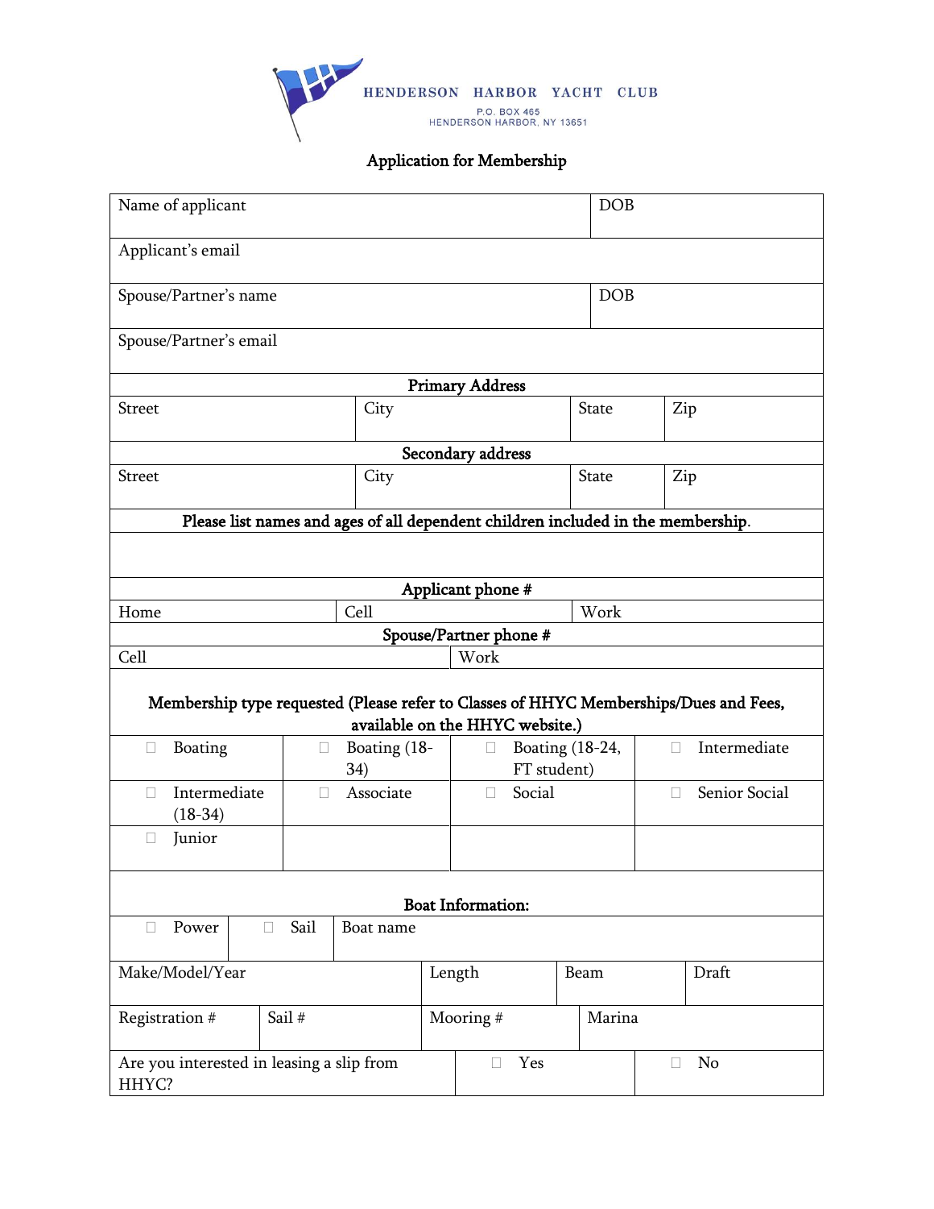HENDERSON HARBOR YACHT CLUB

P.O. BOX 465
HENDERSON HARBOR, NY 13651

# Application for Membership

| Name of applicant | DOB |
|---|---|
| Applicant's email | |
| Spouse/Partner's name | DOB |
| Spouse/Partner's email | |

**Primary Address**

| Street | City | State | Zip |
|---|---|---|---|
| | | | |

**Secondary address**

| Street | City | State | Zip |
|---|---|---|---|
| | | | |

**Please list names and ages of all dependent children included in the membership.**

**Applicant phone #**

| Home | Cell | Work |
|---|---|---|

**Spouse/Partner phone #**

| Cell | Work |
|---|---|

**Membership type requested (Please refer to Classes of HHYC Memberships/Dues and Fees, available on the HHYC website.)**

| | | | |
|---|---|---|---|
| ☐ Boating | ☐ Boating (18-34) | ☐ Boating (18-24, FT student) | ☐ Intermediate |
| ☐ Intermediate (18-34) | ☐ Associate | ☐ Social | ☐ Senior Social |
| ☐ Junior | | | |

**Boat Information:**

| ☐ Power | ☐ Sail | Boat name | |
|---|---|---|---|
| Make/Model/Year | Length | Beam | Draft |
| Registration # | Sail # | Mooring # | Marina |
| Are you interested in leasing a slip from HHYC? | | ☐ Yes | ☐ No |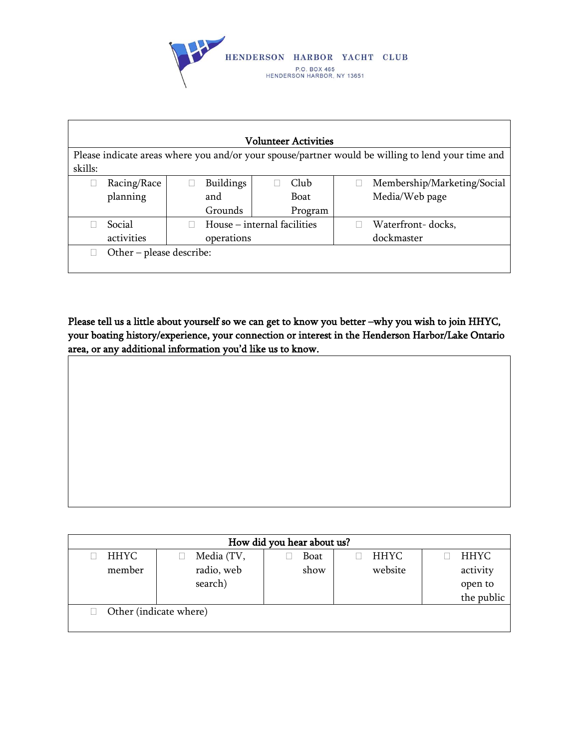**HENDERSON HARBOR YACHT CLUB**
P.O. BOX 465
HENDERSON HARBOR, NY 13651

| Volunteer Activities | | | |
|---|---|---|---|
| Please indicate areas where you and/or your spouse/partner would be willing to lend your time and skills: | | | |
| ☐ Racing/Race planning | ☐ Buildings and Grounds | ☐ Club Boat Program | ☐ Membership/Marketing/Social Media/Web page |
| ☐ Social activities | ☐ House – internal facilities operations | | ☐ Waterfront- docks, dockmaster |
| ☐ Other – please describe: | | | |

**Please tell us a little about yourself so we can get to know you better –why you wish to join HHYC, your boating history/experience, your connection or interest in the Henderson Harbor/Lake Ontario area, or any additional information you'd like us to know.**

| How did you hear about us? | | | | |
|---|---|---|---|---|
| ☐ HHYC member | ☐ Media (TV, radio, web search) | ☐ Boat show | ☐ HHYC website | ☐ HHYC activity open to the public |
| ☐ Other (indicate where) | | | | |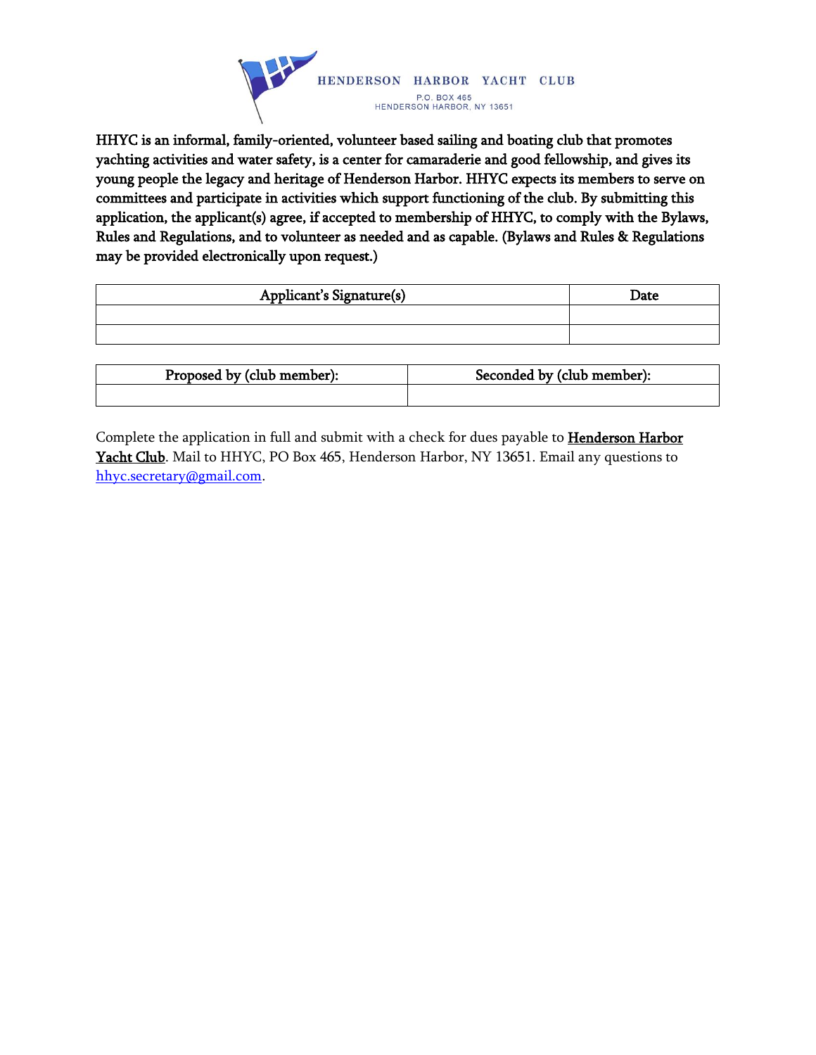HENDERSON HARBOR YACHT CLUB
P.O. BOX 465
HENDERSON HARBOR, NY 13651

**HHYC is an informal, family-oriented, volunteer based sailing and boating club that promotes yachting activities and water safety, is a center for camaraderie and good fellowship, and gives its young people the legacy and heritage of Henderson Harbor. HHYC expects its members to serve on committees and participate in activities which support functioning of the club. By submitting this application, the applicant(s) agree, if accepted to membership of HHYC, to comply with the Bylaws, Rules and Regulations, and to volunteer as needed and as capable. (Bylaws and Rules & Regulations may be provided electronically upon request.)**

| Applicant's Signature(s) | Date |
|---|---|
| | |
| | |

| Proposed by (club member): | Seconded by (club member): |
|---|---|
| | |

Complete the application in full and submit with a check for dues payable to **Henderson Harbor Yacht Club**. Mail to HHYC, PO Box 465, Henderson Harbor, NY 13651. Email any questions to hhyc.secretary@gmail.com.